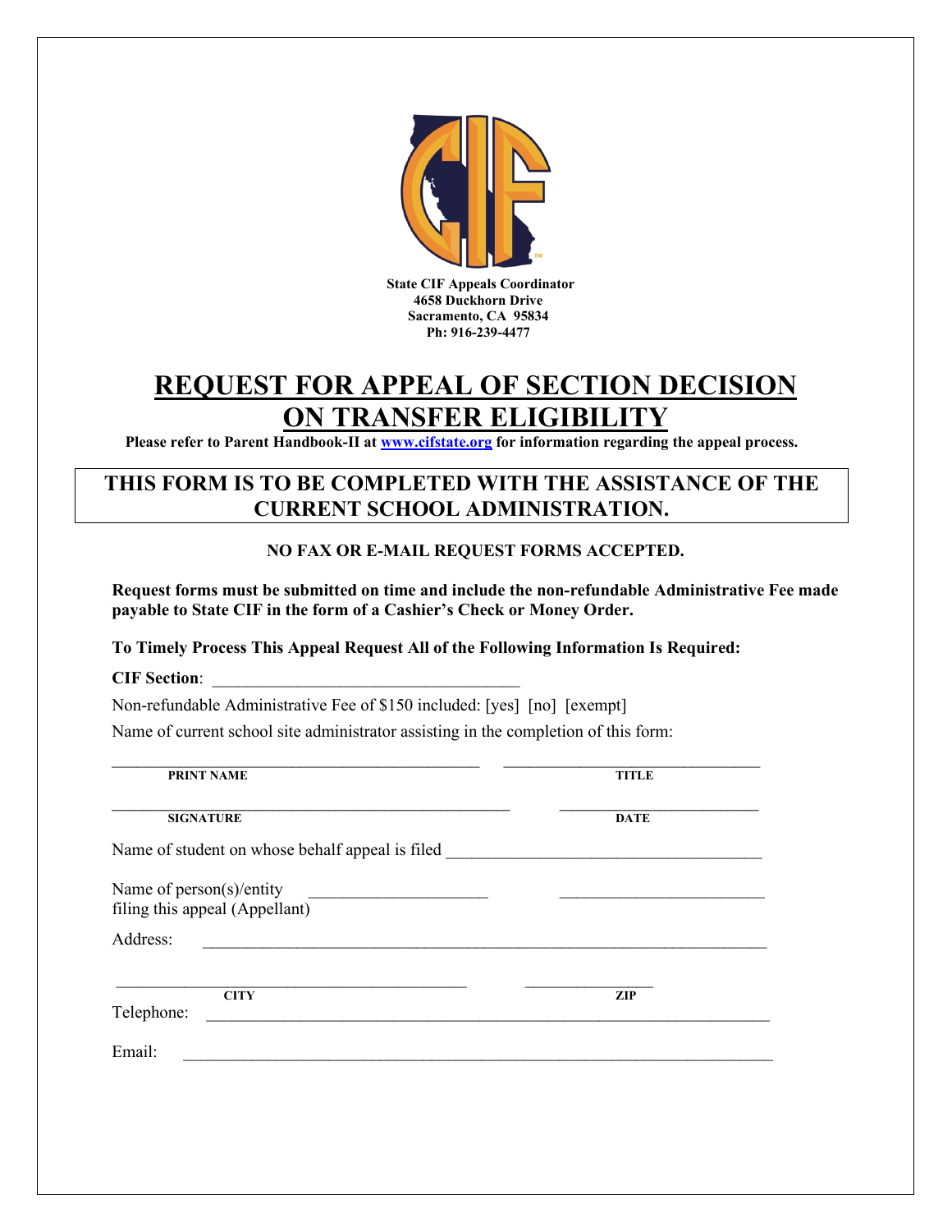**State CIF Appeals Coordinator**
**4658 Duckhorn Drive**
**Sacramento, CA 95834**
**Ph: 916-239-4477**

# REQUEST FOR APPEAL OF SECTION DECISION ON TRANSFER ELIGIBILITY

**Please refer to Parent Handbook-II at [www.cifstate.org](http://www.cifstate.org) for information regarding the appeal process.**

## THIS FORM IS TO BE COMPLETED WITH THE ASSISTANCE OF THE CURRENT SCHOOL ADMINISTRATION.

**NO FAX OR E-MAIL REQUEST FORMS ACCEPTED.**

**Request forms must be submitted on time and include the non-refundable Administrative Fee made payable to State CIF in the form of a Cashier's Check or Money Order.**

**To Timely Process This Appeal Request All of the Following Information Is Required:**

**CIF Section**: ___________________________________

Non-refundable Administrative Fee of $150 included: [yes] [no] [exempt]

Name of current school site administrator assisting in the completion of this form:

_____________________________________________ _______________________________
**PRINT NAME** **TITLE**

_________________________________________________ ________________________
**SIGNATURE** **DATE**

Name of student on whose behalf appeal is filed ______________________________________

Name of person(s)/entity filing this appeal (Appellant) _____________________ ________________________

Address: ____________________________________________________________________

__________________________________________ _______________
**CITY** **ZIP**

Telephone: ____________________________________________________________________

Email: ______________________________________________________________________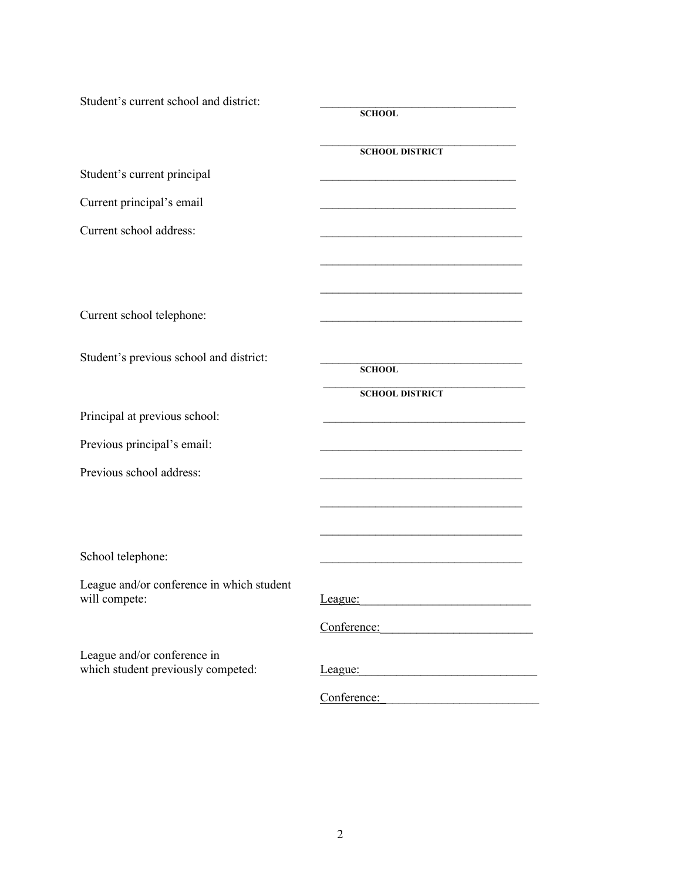Student's current school and district: \_\_\_\_\_\_\_\_\_\_\_\_\_\_\_\_\_\_\_\_\_\_\_\_\_\_\_\_\_\_\_\_\_\_
**SCHOOL**

\_\_\_\_\_\_\_\_\_\_\_\_\_\_\_\_\_\_\_\_\_\_\_\_\_\_\_\_\_\_\_\_\_\_
**SCHOOL DISTRICT**

Student's current principal \_\_\_\_\_\_\_\_\_\_\_\_\_\_\_\_\_\_\_\_\_\_\_\_\_\_\_\_\_\_\_\_\_\_

Current principal's email \_\_\_\_\_\_\_\_\_\_\_\_\_\_\_\_\_\_\_\_\_\_\_\_\_\_\_\_\_\_\_\_\_\_

Current school address: \_\_\_\_\_\_\_\_\_\_\_\_\_\_\_\_\_\_\_\_\_\_\_\_\_\_\_\_\_\_\_\_\_\_

\_\_\_\_\_\_\_\_\_\_\_\_\_\_\_\_\_\_\_\_\_\_\_\_\_\_\_\_\_\_\_\_\_\_

\_\_\_\_\_\_\_\_\_\_\_\_\_\_\_\_\_\_\_\_\_\_\_\_\_\_\_\_\_\_\_\_\_\_

Current school telephone: \_\_\_\_\_\_\_\_\_\_\_\_\_\_\_\_\_\_\_\_\_\_\_\_\_\_\_\_\_\_\_\_\_\_

Student's previous school and district: \_\_\_\_\_\_\_\_\_\_\_\_\_\_\_\_\_\_\_\_\_\_\_\_\_\_\_\_\_\_\_\_\_\_
**SCHOOL**

\_\_\_\_\_\_\_\_\_\_\_\_\_\_\_\_\_\_\_\_\_\_\_\_\_\_\_\_\_\_\_\_\_\_
**SCHOOL DISTRICT**

Principal at previous school: \_\_\_\_\_\_\_\_\_\_\_\_\_\_\_\_\_\_\_\_\_\_\_\_\_\_\_\_\_\_\_\_\_\_

Previous principal's email: \_\_\_\_\_\_\_\_\_\_\_\_\_\_\_\_\_\_\_\_\_\_\_\_\_\_\_\_\_\_\_\_\_\_

Previous school address: \_\_\_\_\_\_\_\_\_\_\_\_\_\_\_\_\_\_\_\_\_\_\_\_\_\_\_\_\_\_\_\_\_\_

\_\_\_\_\_\_\_\_\_\_\_\_\_\_\_\_\_\_\_\_\_\_\_\_\_\_\_\_\_\_\_\_\_\_

\_\_\_\_\_\_\_\_\_\_\_\_\_\_\_\_\_\_\_\_\_\_\_\_\_\_\_\_\_\_\_\_\_\_

School telephone: \_\_\_\_\_\_\_\_\_\_\_\_\_\_\_\_\_\_\_\_\_\_\_\_\_\_\_\_\_\_\_\_\_\_

League and/or conference in which student will compete: League:\_\_\_\_\_\_\_\_\_\_\_\_\_\_\_\_\_\_\_\_\_\_\_\_\_\_\_\_

Conference:\_\_\_\_\_\_\_\_\_\_\_\_\_\_\_\_\_\_\_\_\_\_\_\_\_

League and/or conference in which student previously competed: League:\_\_\_\_\_\_\_\_\_\_\_\_\_\_\_\_\_\_\_\_\_\_\_\_\_\_\_\_

Conference:\_\_\_\_\_\_\_\_\_\_\_\_\_\_\_\_\_\_\_\_\_\_\_\_\_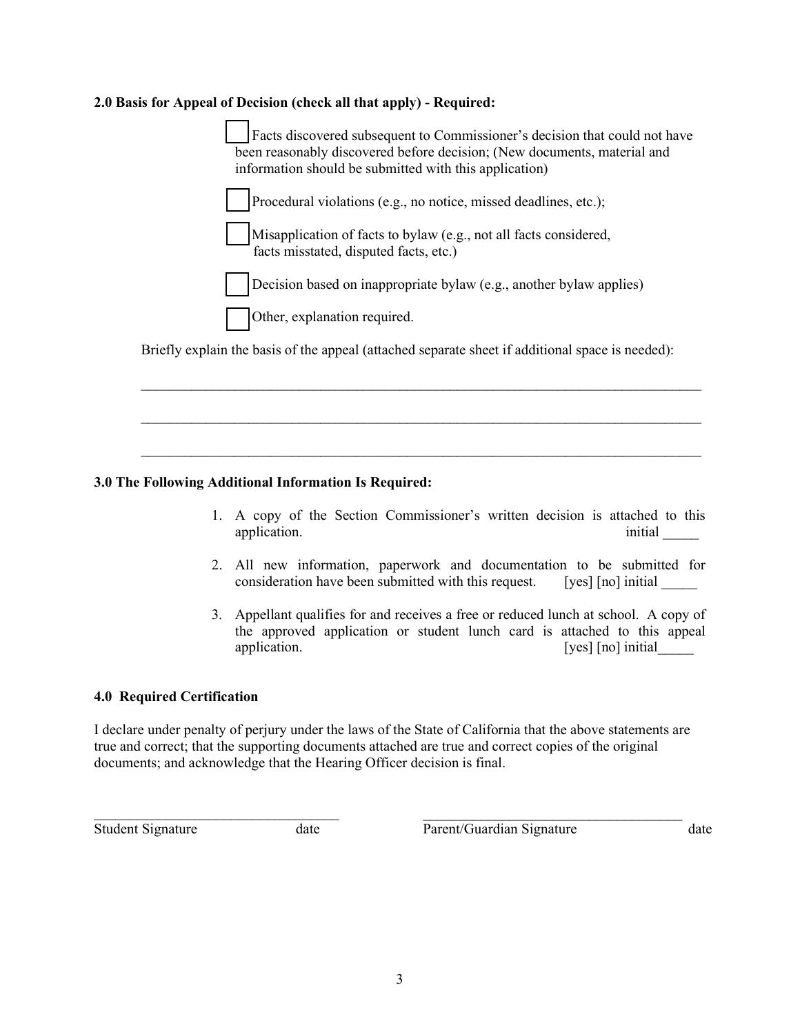**2.0 Basis for Appeal of Decision (check all that apply) - Required:**

- [ ] Facts discovered subsequent to Commissioner's decision that could not have been reasonably discovered before decision; (New documents, material and information should be submitted with this application)
- [ ] Procedural violations (e.g., no notice, missed deadlines, etc.);
- [ ] Misapplication of facts to bylaw (e.g., not all facts considered, facts misstated, disputed facts, etc.)
- [ ] Decision based on inappropriate bylaw (e.g., another bylaw applies)
- [ ] Other, explanation required.

Briefly explain the basis of the appeal (attached separate sheet if additional space is needed):

\_\_\_\_\_\_\_\_\_\_\_\_\_\_\_\_\_\_\_\_\_\_\_\_\_\_\_\_\_\_\_\_\_\_\_\_\_\_\_\_\_\_\_\_\_\_\_\_\_\_\_\_\_\_\_\_\_\_\_\_\_\_\_\_\_\_\_\_\_\_\_\_\_\_\_\_

\_\_\_\_\_\_\_\_\_\_\_\_\_\_\_\_\_\_\_\_\_\_\_\_\_\_\_\_\_\_\_\_\_\_\_\_\_\_\_\_\_\_\_\_\_\_\_\_\_\_\_\_\_\_\_\_\_\_\_\_\_\_\_\_\_\_\_\_\_\_\_\_\_\_\_\_

\_\_\_\_\_\_\_\_\_\_\_\_\_\_\_\_\_\_\_\_\_\_\_\_\_\_\_\_\_\_\_\_\_\_\_\_\_\_\_\_\_\_\_\_\_\_\_\_\_\_\_\_\_\_\_\_\_\_\_\_\_\_\_\_\_\_\_\_\_\_\_\_\_\_\_\_

**3.0 The Following Additional Information Is Required:**

1. A copy of the Section Commissioner's written decision is attached to this application. initial \_\_\_\_\_
2. All new information, paperwork and documentation to be submitted for consideration have been submitted with this request. [yes] [no] initial \_\_\_\_\_
3. Appellant qualifies for and receives a free or reduced lunch at school. A copy of the approved application or student lunch card is attached to this appeal application. [yes] [no] initial\_\_\_\_\_

**4.0 Required Certification**

I declare under penalty of perjury under the laws of the State of California that the above statements are true and correct; that the supporting documents attached are true and correct copies of the original documents; and acknowledge that the Hearing Officer decision is final.

\_\_\_\_\_\_\_\_\_\_\_\_\_\_\_\_\_\_\_\_\_\_\_\_\_\_\_\_\_\_\_\_\_\_ \_\_\_\_\_\_\_\_\_\_\_\_\_\_\_\_\_\_\_\_\_\_\_\_\_\_\_\_\_\_\_\_\_\_\_\_

Student Signature date Parent/Guardian Signature date